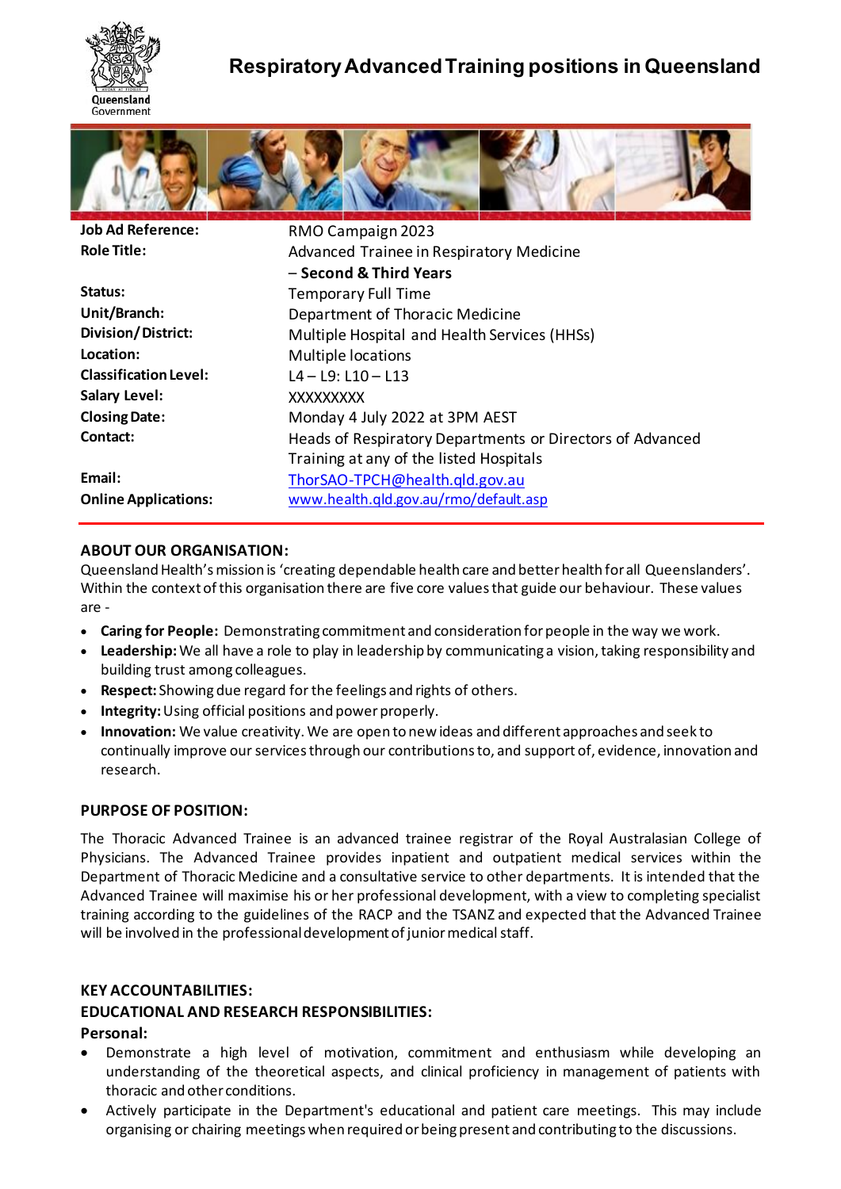# Respiratory Advanced Training positions in Queensland

| | |
|---|---|
| **Job Ad Reference:** | RMO Campaign 2023 |
| **Role Title:** | Advanced Trainee in Respiratory Medicine – **Second & Third Years** |
| **Status:** | Temporary Full Time |
| **Unit/Branch:** | Department of Thoracic Medicine |
| **Division/District:** | Multiple Hospital and Health Services (HHSs) |
| **Location:** | Multiple locations |
| **Classification Level:** | L4 – L9: L10 – L13 |
| **Salary Level:** | XXXXXXXXX |
| **Closing Date:** | Monday 4 July 2022 at 3PM AEST |
| **Contact:** | Heads of Respiratory Departments or Directors of Advanced Training at any of the listed Hospitals |
| **Email:** | ThorSAO-TPCH@health.qld.gov.au |
| **Online Applications:** | www.health.qld.gov.au/rmo/default.asp |

## ABOUT OUR ORGANISATION:

Queensland Health's mission is 'creating dependable health care and better health for all Queenslanders'. Within the context of this organisation there are five core values that guide our behaviour. These values are -

- **Caring for People:** Demonstrating commitment and consideration for people in the way we work.
- **Leadership:** We all have a role to play in leadership by communicating a vision, taking responsibility and building trust among colleagues.
- **Respect:** Showing due regard for the feelings and rights of others.
- **Integrity:** Using official positions and power properly.
- **Innovation:** We value creativity. We are open to new ideas and different approaches and seek to continually improve our services through our contributions to, and support of, evidence, innovation and research.

## PURPOSE OF POSITION:

The Thoracic Advanced Trainee is an advanced trainee registrar of the Royal Australasian College of Physicians. The Advanced Trainee provides inpatient and outpatient medical services within the Department of Thoracic Medicine and a consultative service to other departments. It is intended that the Advanced Trainee will maximise his or her professional development, with a view to completing specialist training according to the guidelines of the RACP and the TSANZ and expected that the Advanced Trainee will be involved in the professional development of junior medical staff.

## KEY ACCOUNTABILITIES:

### EDUCATIONAL AND RESEARCH RESPONSIBILITIES:

**Personal:**

- Demonstrate a high level of motivation, commitment and enthusiasm while developing an understanding of the theoretical aspects, and clinical proficiency in management of patients with thoracic and other conditions.
- Actively participate in the Department's educational and patient care meetings. This may include organising or chairing meetings when required or being present and contributing to the discussions.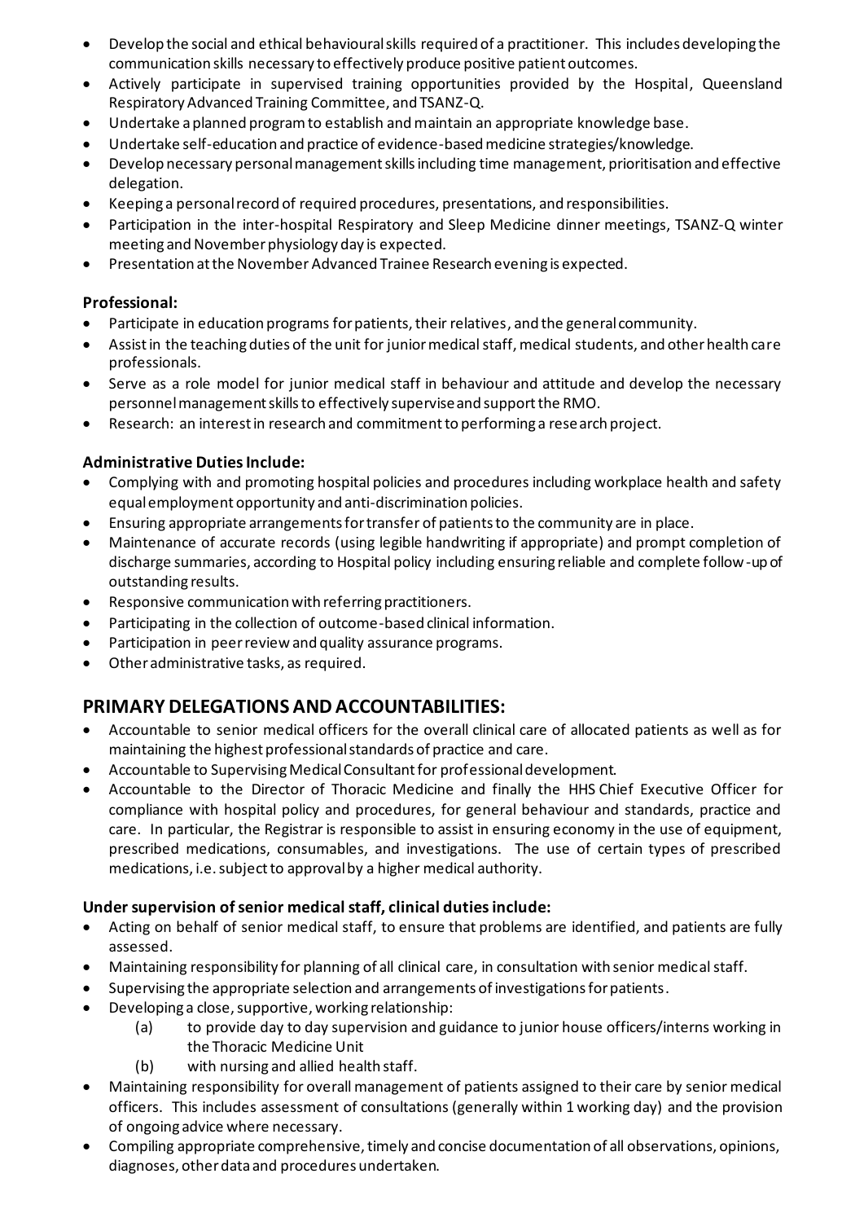- Develop the social and ethical behavioural skills required of a practitioner. This includes developing the communication skills necessary to effectively produce positive patient outcomes.
- Actively participate in supervised training opportunities provided by the Hospital, Queensland Respiratory Advanced Training Committee, and TSANZ-Q.
- Undertake a planned program to establish and maintain an appropriate knowledge base.
- Undertake self-education and practice of evidence-based medicine strategies/knowledge.
- Develop necessary personal management skills including time management, prioritisation and effective delegation.
- Keeping a personal record of required procedures, presentations, and responsibilities.
- Participation in the inter-hospital Respiratory and Sleep Medicine dinner meetings, TSANZ-Q winter meeting and November physiology day is expected.
- Presentation at the November Advanced Trainee Research evening is expected.

### Professional:

- Participate in education programs for patients, their relatives, and the general community.
- Assist in the teaching duties of the unit for junior medical staff, medical students, and other health care professionals.
- Serve as a role model for junior medical staff in behaviour and attitude and develop the necessary personnel management skills to effectively supervise and support the RMO.
- Research: an interest in research and commitment to performing a research project.

### Administrative Duties Include:

- Complying with and promoting hospital policies and procedures including workplace health and safety equal employment opportunity and anti-discrimination policies.
- Ensuring appropriate arrangements for transfer of patients to the community are in place.
- Maintenance of accurate records (using legible handwriting if appropriate) and prompt completion of discharge summaries, according to Hospital policy including ensuring reliable and complete follow-up of outstanding results.
- Responsive communication with referring practitioners.
- Participating in the collection of outcome-based clinical information.
- Participation in peer review and quality assurance programs.
- Other administrative tasks, as required.

## PRIMARY DELEGATIONS AND ACCOUNTABILITIES:

- Accountable to senior medical officers for the overall clinical care of allocated patients as well as for maintaining the highest professional standards of practice and care.
- Accountable to Supervising Medical Consultant for professional development.
- Accountable to the Director of Thoracic Medicine and finally the HHS Chief Executive Officer for compliance with hospital policy and procedures, for general behaviour and standards, practice and care. In particular, the Registrar is responsible to assist in ensuring economy in the use of equipment, prescribed medications, consumables, and investigations. The use of certain types of prescribed medications, i.e. subject to approval by a higher medical authority.

### Under supervision of senior medical staff, clinical duties include:

- Acting on behalf of senior medical staff, to ensure that problems are identified, and patients are fully assessed.
- Maintaining responsibility for planning of all clinical care, in consultation with senior medical staff.
- Supervising the appropriate selection and arrangements of investigations for patients.
- Developing a close, supportive, working relationship:
  - (a) to provide day to day supervision and guidance to junior house officers/interns working in the Thoracic Medicine Unit
  - (b) with nursing and allied health staff.
- Maintaining responsibility for overall management of patients assigned to their care by senior medical officers. This includes assessment of consultations (generally within 1 working day) and the provision of ongoing advice where necessary.
- Compiling appropriate comprehensive, timely and concise documentation of all observations, opinions, diagnoses, other data and procedures undertaken.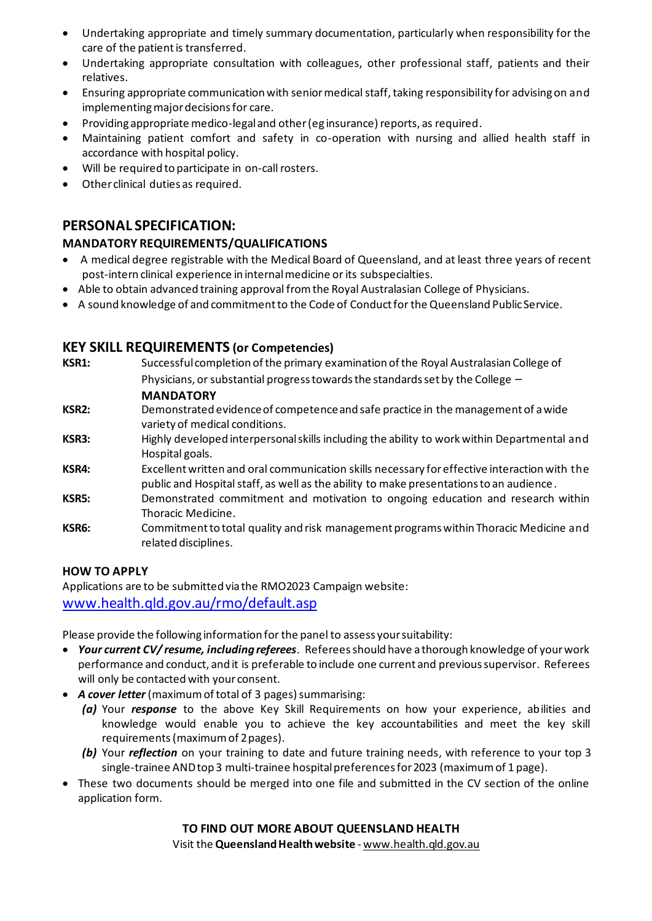- Undertaking appropriate and timely summary documentation, particularly when responsibility for the care of the patient is transferred.
- Undertaking appropriate consultation with colleagues, other professional staff, patients and their relatives.
- Ensuring appropriate communication with senior medical staff, taking responsibility for advising on and implementing major decisions for care.
- Providing appropriate medico-legal and other (eg insurance) reports, as required.
- Maintaining patient comfort and safety in co-operation with nursing and allied health staff in accordance with hospital policy.
- Will be required to participate in on-call rosters.
- Other clinical duties as required.

## PERSONAL SPECIFICATION:

### MANDATORY REQUIREMENTS/QUALIFICATIONS

- A medical degree registrable with the Medical Board of Queensland, and at least three years of recent post-intern clinical experience in internal medicine or its subspecialties.
- Able to obtain advanced training approval from the Royal Australasian College of Physicians.
- A sound knowledge of and commitment to the Code of Conduct for the Queensland Public Service.

## KEY SKILL REQUIREMENTS (or Competencies)

**KSR1:** Successful completion of the primary examination of the Royal Australasian College of Physicians, or substantial progress towards the standards set by the College – **MANDATORY**

**KSR2:** Demonstrated evidence of competence and safe practice in the management of a wide variety of medical conditions.

**KSR3:** Highly developed interpersonal skills including the ability to work within Departmental and Hospital goals.

**KSR4:** Excellent written and oral communication skills necessary for effective interaction with the public and Hospital staff, as well as the ability to make presentations to an audience.

**KSR5:** Demonstrated commitment and motivation to ongoing education and research within Thoracic Medicine.

**KSR6:** Commitment to total quality and risk management programs within Thoracic Medicine and related disciplines.

### HOW TO APPLY

Applications are to be submitted via the RMO2023 Campaign website:
www.health.qld.gov.au/rmo/default.asp

Please provide the following information for the panel to assess your suitability:

- ***Your current CV/ resume, including referees***. Referees should have a thorough knowledge of your work performance and conduct, and it is preferable to include one current and previous supervisor. Referees will only be contacted with your consent.
- ***A cover letter*** (maximum of total of 3 pages) summarising:
  - ***(a)*** Your ***response*** to the above Key Skill Requirements on how your experience, abilities and knowledge would enable you to achieve the key accountabilities and meet the key skill requirements (maximum of 2 pages).
  - ***(b)*** Your ***reflection*** on your training to date and future training needs, with reference to your top 3 single-trainee AND top 3 multi-trainee hospital preferences for 2023 (maximum of 1 page).
- These two documents should be merged into one file and submitted in the CV section of the online application form.

**TO FIND OUT MORE ABOUT QUEENSLAND HEALTH**

Visit the **Queensland Health website** - www.health.qld.gov.au